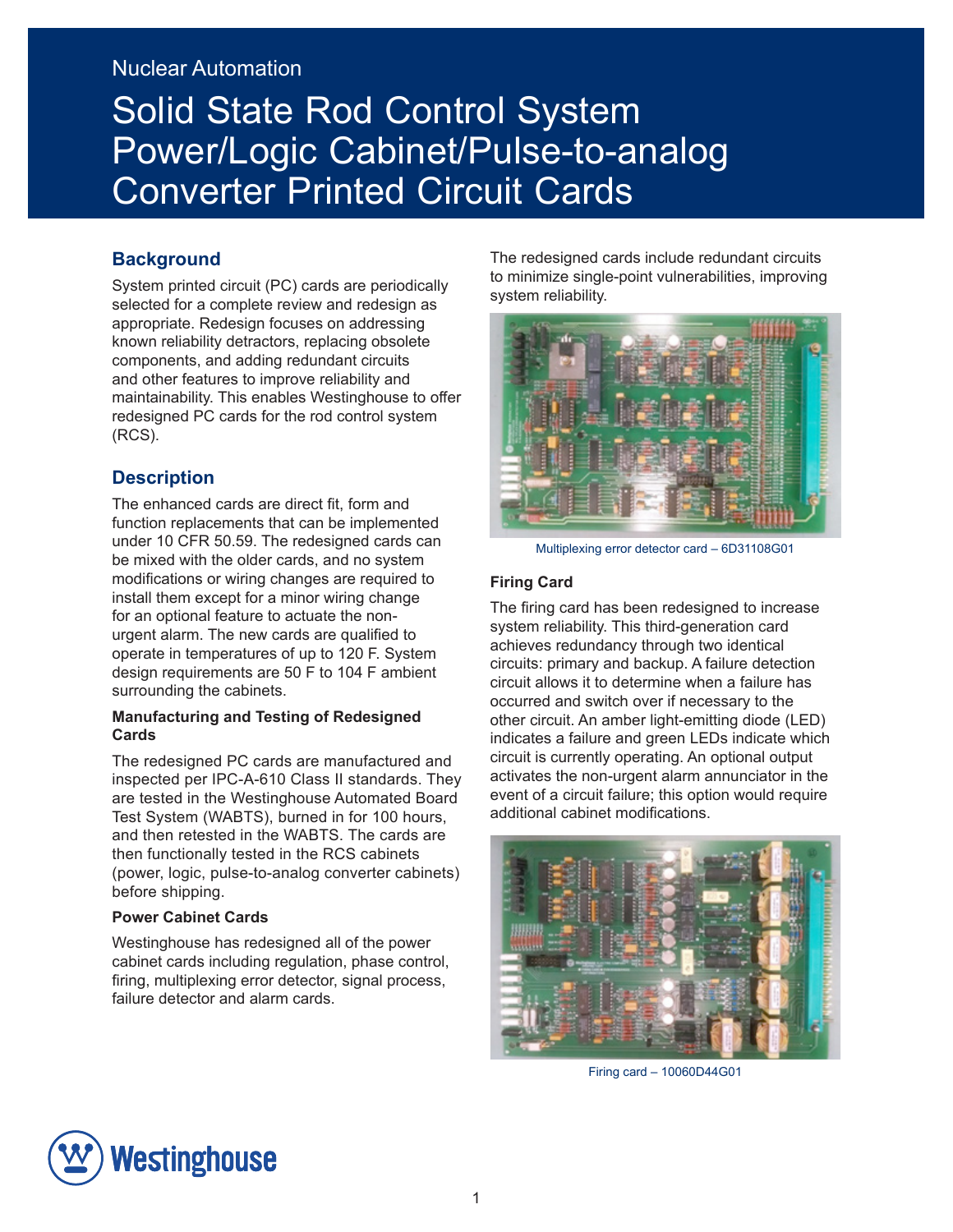Nuclear Automation

# Solid State Rod Control System Power/Logic Cabinet/Pulse-to-analog Converter Printed Circuit Cards

## Background

System printed circuit (PC) cards are periodically selected for a complete review and redesign as appropriate. Redesign focuses on addressing known reliability detractors, replacing obsolete components, and adding redundant circuits and other features to improve reliability and maintainability. This enables Westinghouse to offer redesigned PC cards for the rod control system (RCS).

## Description

The enhanced cards are direct fit, form and function replacements that can be implemented under 10 CFR 50.59. The redesigned cards can be mixed with the older cards, and no system modifications or wiring changes are required to install them except for a minor wiring change for an optional feature to actuate the non-urgent alarm. The new cards are qualified to operate in temperatures of up to 120 F. System design requirements are 50 F to 104 F ambient surrounding the cabinets.

### Manufacturing and Testing of Redesigned Cards

The redesigned PC cards are manufactured and inspected per IPC-A-610 Class II standards. They are tested in the Westinghouse Automated Board Test System (WABTS), burned in for 100 hours, and then retested in the WABTS. The cards are then functionally tested in the RCS cabinets (power, logic, pulse-to-analog converter cabinets) before shipping.

### Power Cabinet Cards

Westinghouse has redesigned all of the power cabinet cards including regulation, phase control, firing, multiplexing error detector, signal process, failure detector and alarm cards.

The redesigned cards include redundant circuits to minimize single-point vulnerabilities, improving system reliability.

Multiplexing error detector card – 6D31108G01

### Firing Card

The firing card has been redesigned to increase system reliability. This third-generation card achieves redundancy through two identical circuits: primary and backup. A failure detection circuit allows it to determine when a failure has occurred and switch over if necessary to the other circuit. An amber light-emitting diode (LED) indicates a failure and green LEDs indicate which circuit is currently operating. An optional output activates the non-urgent alarm annunciator in the event of a circuit failure; this option would require additional cabinet modifications.

Firing card – 10060D44G01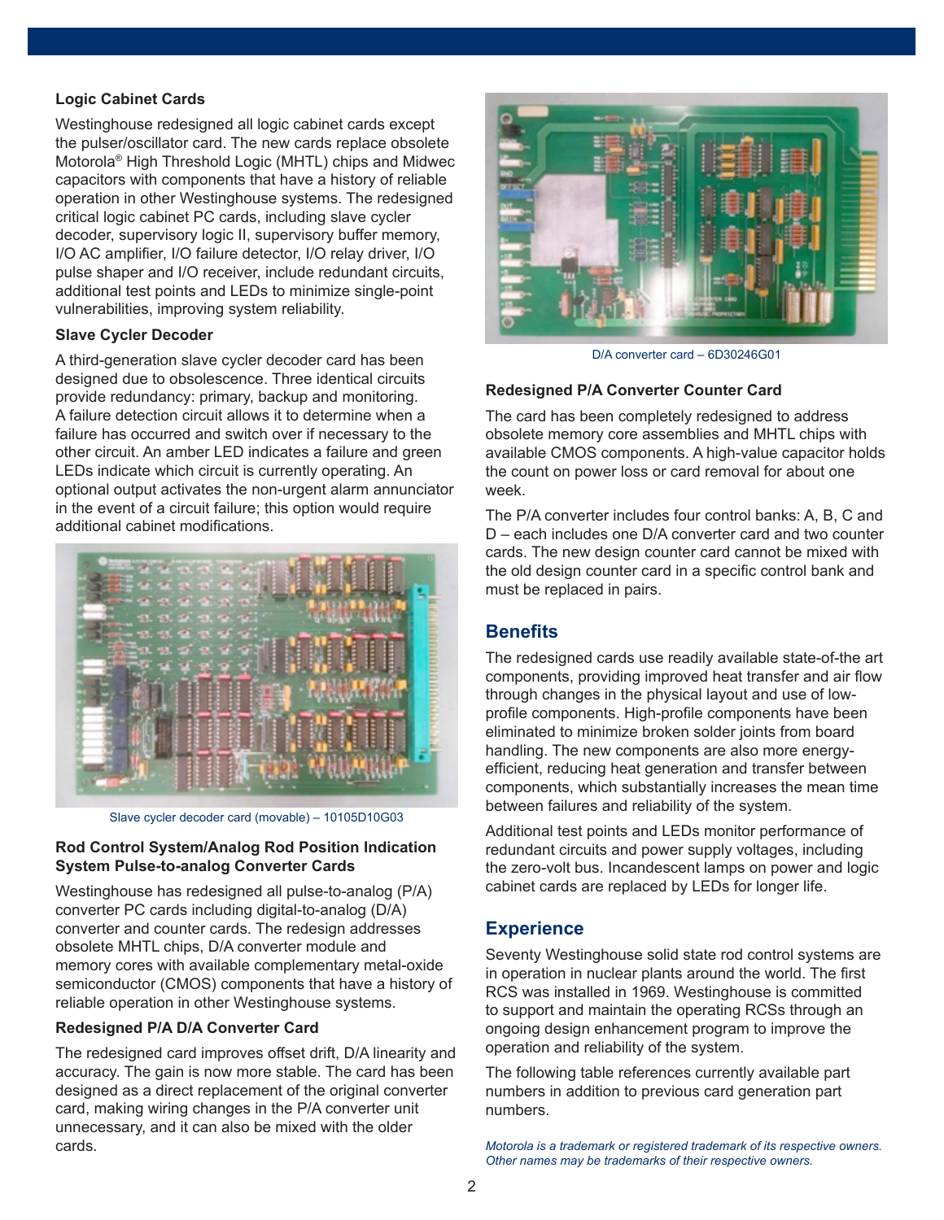### Logic Cabinet Cards

Westinghouse redesigned all logic cabinet cards except the pulser/oscillator card. The new cards replace obsolete Motorola® High Threshold Logic (MHTL) chips and Midwec capacitors with components that have a history of reliable operation in other Westinghouse systems. The redesigned critical logic cabinet PC cards, including slave cycler decoder, supervisory logic II, supervisory buffer memory, I/O AC amplifier, I/O failure detector, I/O relay driver, I/O pulse shaper and I/O receiver, include redundant circuits, additional test points and LEDs to minimize single-point vulnerabilities, improving system reliability.

### Slave Cycler Decoder

A third-generation slave cycler decoder card has been designed due to obsolescence. Three identical circuits provide redundancy: primary, backup and monitoring. A failure detection circuit allows it to determine when a failure has occurred and switch over if necessary to the other circuit. An amber LED indicates a failure and green LEDs indicate which circuit is currently operating. An optional output activates the non-urgent alarm annunciator in the event of a circuit failure; this option would require additional cabinet modifications.

Slave cycler decoder card (movable) – 10105D10G03

### Rod Control System/Analog Rod Position Indication System Pulse-to-analog Converter Cards

Westinghouse has redesigned all pulse-to-analog (P/A) converter PC cards including digital-to-analog (D/A) converter and counter cards. The redesign addresses obsolete MHTL chips, D/A converter module and memory cores with available complementary metal-oxide semiconductor (CMOS) components that have a history of reliable operation in other Westinghouse systems.

### Redesigned P/A D/A Converter Card

The redesigned card improves offset drift, D/A linearity and accuracy. The gain is now more stable. The card has been designed as a direct replacement of the original converter card, making wiring changes in the P/A converter unit unnecessary, and it can also be mixed with the older cards.

D/A converter card – 6D30246G01

### Redesigned P/A Converter Counter Card

The card has been completely redesigned to address obsolete memory core assemblies and MHTL chips with available CMOS components. A high-value capacitor holds the count on power loss or card removal for about one week.

The P/A converter includes four control banks: A, B, C and D – each includes one D/A converter card and two counter cards. The new design counter card cannot be mixed with the old design counter card in a specific control bank and must be replaced in pairs.

## Benefits

The redesigned cards use readily available state-of-the art components, providing improved heat transfer and air flow through changes in the physical layout and use of low-profile components. High-profile components have been eliminated to minimize broken solder joints from board handling. The new components are also more energy-efficient, reducing heat generation and transfer between components, which substantially increases the mean time between failures and reliability of the system.

Additional test points and LEDs monitor performance of redundant circuits and power supply voltages, including the zero-volt bus. Incandescent lamps on power and logic cabinet cards are replaced by LEDs for longer life.

## Experience

Seventy Westinghouse solid state rod control systems are in operation in nuclear plants around the world. The first RCS was installed in 1969. Westinghouse is committed to support and maintain the operating RCSs through an ongoing design enhancement program to improve the operation and reliability of the system.

The following table references currently available part numbers in addition to previous card generation part numbers.

*Motorola is a trademark or registered trademark of its respective owners. Other names may be trademarks of their respective owners.*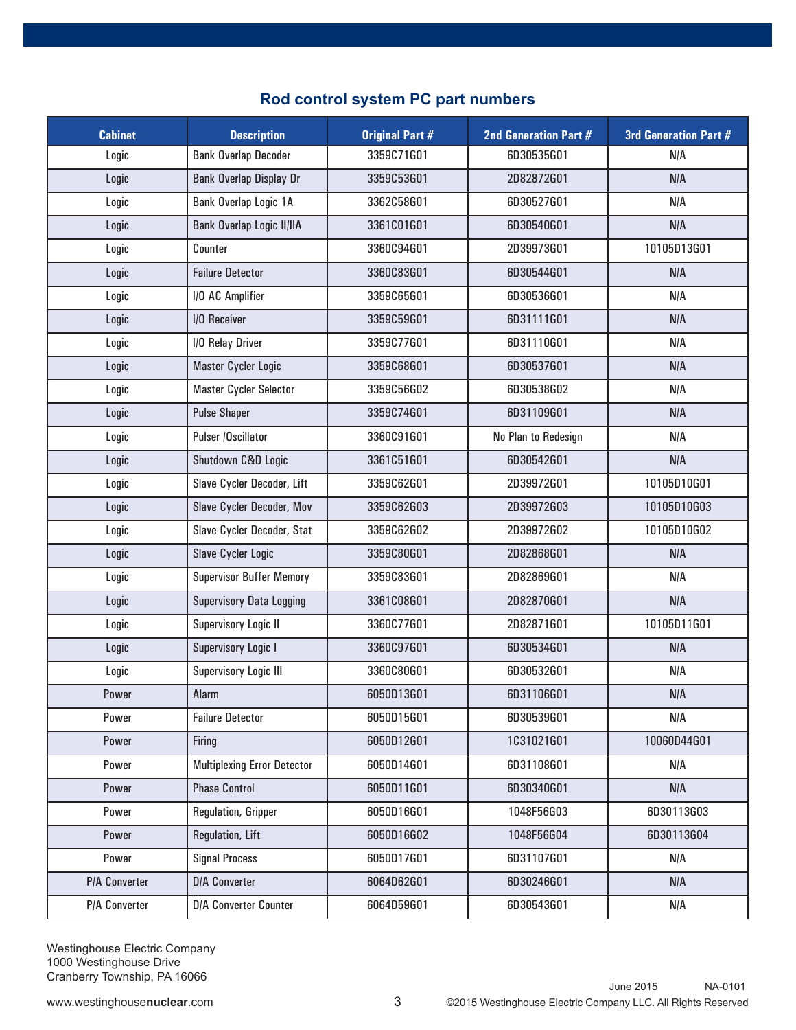## Rod control system PC part numbers

| Cabinet | Description | Original Part # | 2nd Generation Part # | 3rd Generation Part # |
|---|---|---|---|---|
| Logic | Bank Overlap Decoder | 3359C71G01 | 6D30535G01 | N/A |
| Logic | Bank Overlap Display Dr | 3359C53G01 | 2D82872G01 | N/A |
| Logic | Bank Overlap Logic 1A | 3362C58G01 | 6D30527G01 | N/A |
| Logic | Bank Overlap Logic II/IIA | 3361C01G01 | 6D30540G01 | N/A |
| Logic | Counter | 3360C94G01 | 2D39973G01 | 10105D13G01 |
| Logic | Failure Detector | 3360C83G01 | 6D30544G01 | N/A |
| Logic | I/O AC Amplifier | 3359C65G01 | 6D30536G01 | N/A |
| Logic | I/O Receiver | 3359C59G01 | 6D31111G01 | N/A |
| Logic | I/O Relay Driver | 3359C77G01 | 6D31110G01 | N/A |
| Logic | Master Cycler Logic | 3359C68G01 | 6D30537G01 | N/A |
| Logic | Master Cycler Selector | 3359C56G02 | 6D30538G02 | N/A |
| Logic | Pulse Shaper | 3359C74G01 | 6D31109G01 | N/A |
| Logic | Pulser /Oscillator | 3360C91G01 | No Plan to Redesign | N/A |
| Logic | Shutdown C&D Logic | 3361C51G01 | 6D30542G01 | N/A |
| Logic | Slave Cycler Decoder, Lift | 3359C62G01 | 2D39972G01 | 10105D10G01 |
| Logic | Slave Cycler Decoder, Mov | 3359C62G03 | 2D39972G03 | 10105D10G03 |
| Logic | Slave Cycler Decoder, Stat | 3359C62G02 | 2D39972G02 | 10105D10G02 |
| Logic | Slave Cycler Logic | 3359C80G01 | 2D82868G01 | N/A |
| Logic | Supervisor Buffer Memory | 3359C83G01 | 2D82869G01 | N/A |
| Logic | Supervisory Data Logging | 3361C08G01 | 2D82870G01 | N/A |
| Logic | Supervisory Logic II | 3360C77G01 | 2D82871G01 | 10105D11G01 |
| Logic | Supervisory Logic I | 3360C97G01 | 6D30534G01 | N/A |
| Logic | Supervisory Logic III | 3360C80G01 | 6D30532G01 | N/A |
| Power | Alarm | 6050D13G01 | 6D31106G01 | N/A |
| Power | Failure Detector | 6050D15G01 | 6D30539G01 | N/A |
| Power | Firing | 6050D12G01 | 1C31021G01 | 10060D44G01 |
| Power | Multiplexing Error Detector | 6050D14G01 | 6D31108G01 | N/A |
| Power | Phase Control | 6050D11G01 | 6D30340G01 | N/A |
| Power | Regulation, Gripper | 6050D16G01 | 1048F56G03 | 6D30113G03 |
| Power | Regulation, Lift | 6050D16G02 | 1048F56G04 | 6D30113G04 |
| Power | Signal Process | 6050D17G01 | 6D31107G01 | N/A |
| P/A Converter | D/A Converter | 6064D62G01 | 6D30246G01 | N/A |
| P/A Converter | D/A Converter Counter | 6064D59G01 | 6D30543G01 | N/A |

Westinghouse Electric Company
1000 Westinghouse Drive
Cranberry Township, PA 16066

www.westinghousenuclear.com

June 2015 NA-0101

©2015 Westinghouse Electric Company LLC. All Rights Reserved